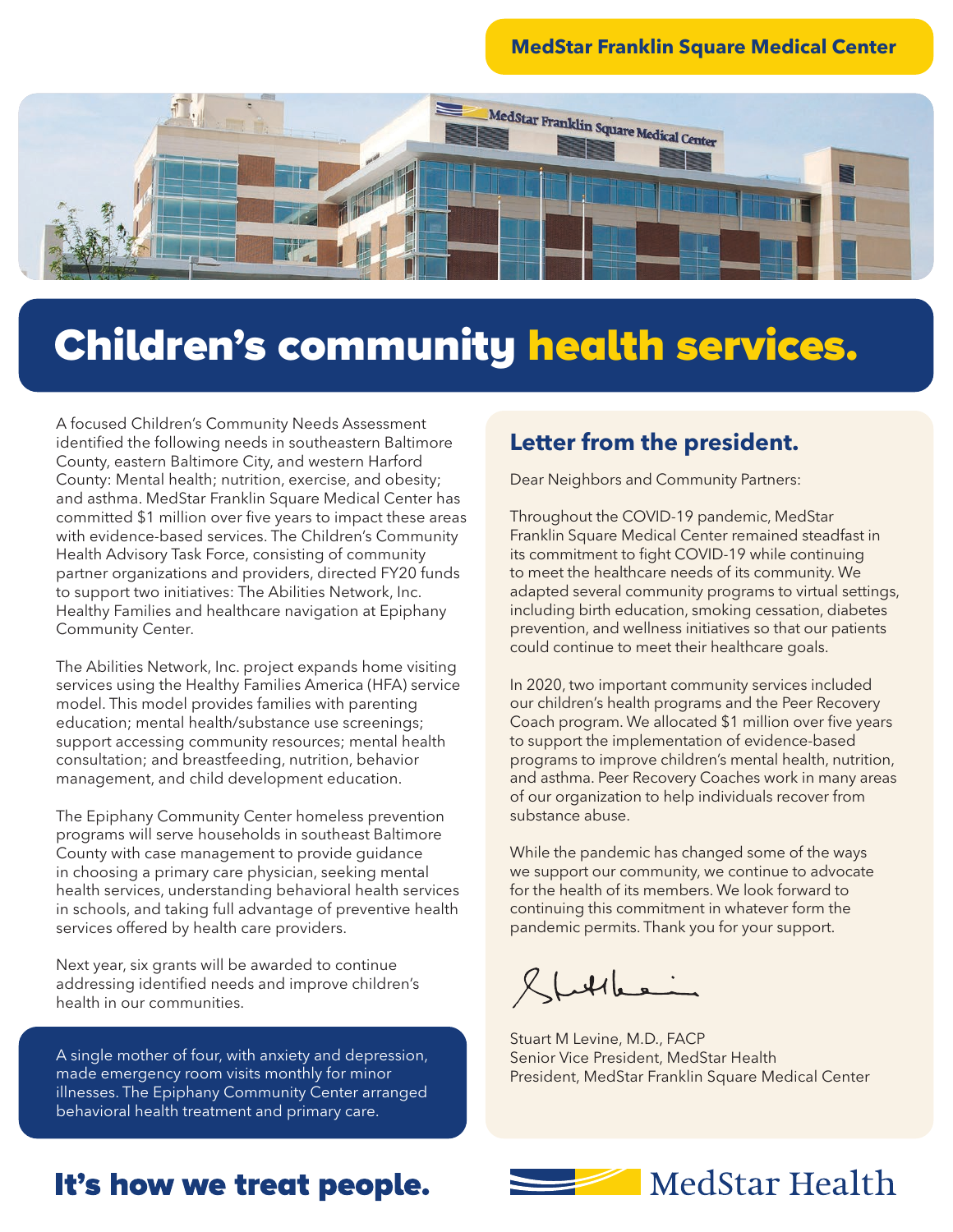**MedStar Franklin Square Medical Center**

# Children's community health services.

A focused Children's Community Needs Assessment identified the following needs in southeastern Baltimore County, eastern Baltimore City, and western Harford County: Mental health; nutrition, exercise, and obesity; and asthma. MedStar Franklin Square Medical Center has committed $1 million over five years to impact these areas with evidence-based services. The Children's Community Health Advisory Task Force, consisting of community partner organizations and providers, directed FY20 funds to support two initiatives: The Abilities Network, Inc. Healthy Families and healthcare navigation at Epiphany Community Center.

The Abilities Network, Inc. project expands home visiting services using the Healthy Families America (HFA) service model. This model provides families with parenting education; mental health/substance use screenings; support accessing community resources; mental health consultation; and breastfeeding, nutrition, behavior management, and child development education.

The Epiphany Community Center homeless prevention programs will serve households in southeast Baltimore County with case management to provide guidance in choosing a primary care physician, seeking mental health services, understanding behavioral health services in schools, and taking full advantage of preventive health services offered by health care providers.

Next year, six grants will be awarded to continue addressing identified needs and improve children's health in our communities.

A single mother of four, with anxiety and depression, made emergency room visits monthly for minor illnesses. The Epiphany Community Center arranged behavioral health treatment and primary care.

## Letter from the president.

Dear Neighbors and Community Partners:

Throughout the COVID-19 pandemic, MedStar Franklin Square Medical Center remained steadfast in its commitment to fight COVID-19 while continuing to meet the healthcare needs of its community. We adapted several community programs to virtual settings, including birth education, smoking cessation, diabetes prevention, and wellness initiatives so that our patients could continue to meet their healthcare goals.

In 2020, two important community services included our children's health programs and the Peer Recovery Coach program. We allocated $1 million over five years to support the implementation of evidence-based programs to improve children's mental health, nutrition, and asthma. Peer Recovery Coaches work in many areas of our organization to help individuals recover from substance abuse.

While the pandemic has changed some of the ways we support our community, we continue to advocate for the health of its members. We look forward to continuing this commitment in whatever form the pandemic permits. Thank you for your support.

Stuart M Levine, M.D., FACP
Senior Vice President, MedStar Health
President, MedStar Franklin Square Medical Center

**It's how we treat people.**

MedStar Health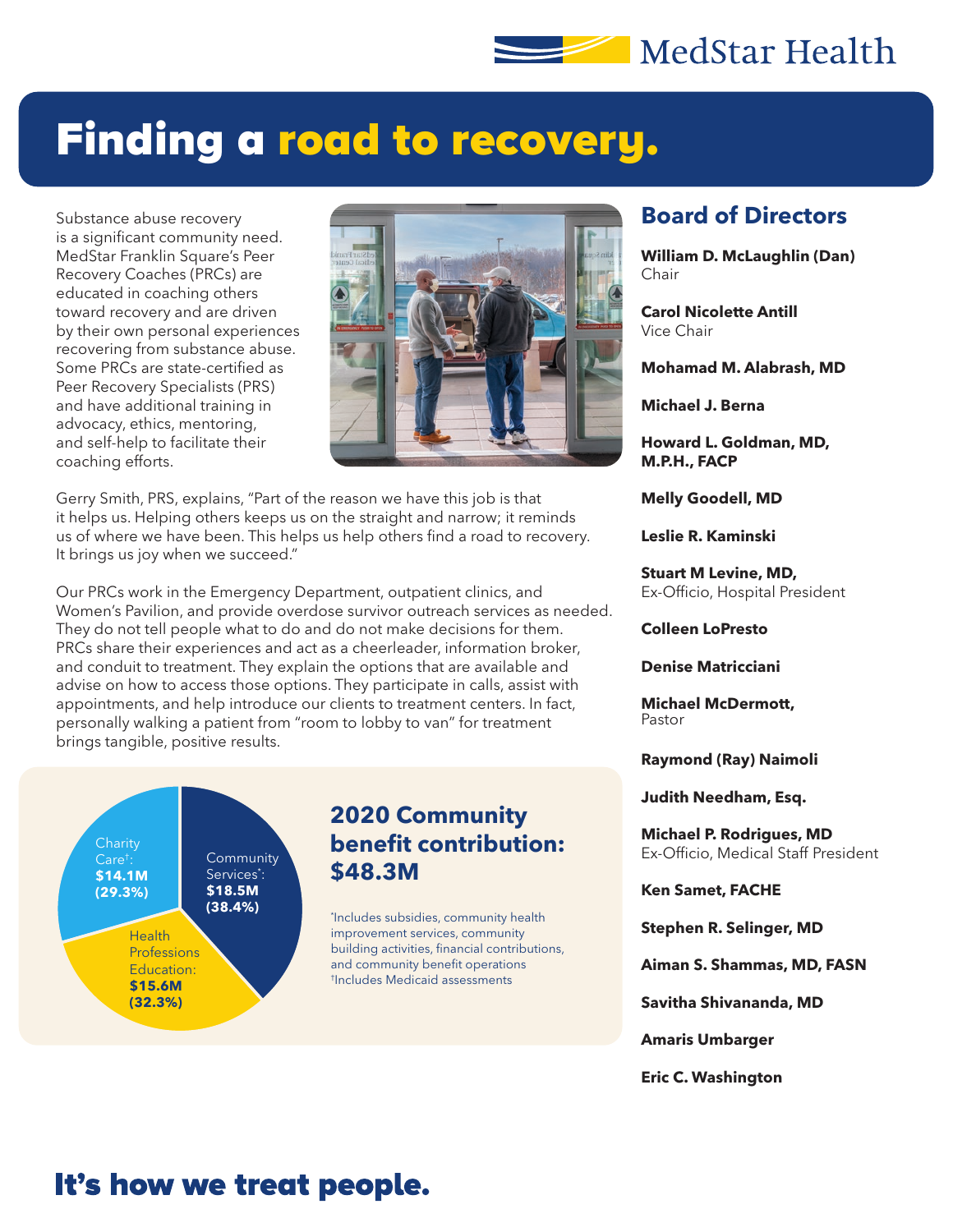MedStar Health

# Finding a road to recovery.

Substance abuse recovery is a significant community need. MedStar Franklin Square's Peer Recovery Coaches (PRCs) are educated in coaching others toward recovery and are driven by their own personal experiences recovering from substance abuse. Some PRCs are state-certified as Peer Recovery Specialists (PRS) and have additional training in advocacy, ethics, mentoring, and self-help to facilitate their coaching efforts.

Gerry Smith, PRS, explains, "Part of the reason we have this job is that it helps us. Helping others keeps us on the straight and narrow; it reminds us of where we have been. This helps us help others find a road to recovery. It brings us joy when we succeed."

Our PRCs work in the Emergency Department, outpatient clinics, and Women's Pavilion, and provide overdose survivor outreach services as needed. They do not tell people what to do and do not make decisions for them. PRCs share their experiences and act as a cheerleader, information broker, and conduit to treatment. They explain the options that are available and advise on how to access those options. They participate in calls, assist with appointments, and help introduce our clients to treatment centers. In fact, personally walking a patient from "room to lobby to van" for treatment brings tangible, positive results.

Charity Care†: **$14.1M (29.3%)**

Community Services*: **$18.5M (38.4%)**

Health Professions Education: **$15.6M (32.3%)**

## 2020 Community benefit contribution: $48.3M

*Includes subsidies, community health improvement services, community building activities, financial contributions, and community benefit operations
†Includes Medicaid assessments

## Board of Directors

**William D. McLaughlin (Dan)**
Chair

**Carol Nicolette Antill**
Vice Chair

**Mohamad M. Alabrash, MD**

**Michael J. Berna**

**Howard L. Goldman, MD, M.P.H., FACP**

**Melly Goodell, MD**

**Leslie R. Kaminski**

**Stuart M Levine, MD,**
Ex-Officio, Hospital President

**Colleen LoPresto**

**Denise Matricciani**

**Michael McDermott,**
Pastor

**Raymond (Ray) Naimoli**

**Judith Needham, Esq.**

**Michael P. Rodrigues, MD**
Ex-Officio, Medical Staff President

**Ken Samet, FACHE**

**Stephen R. Selinger, MD**

**Aiman S. Shammas, MD, FASN**

**Savitha Shivananda, MD**

**Amaris Umbarger**

**Eric C. Washington**

**It's how we treat people.**